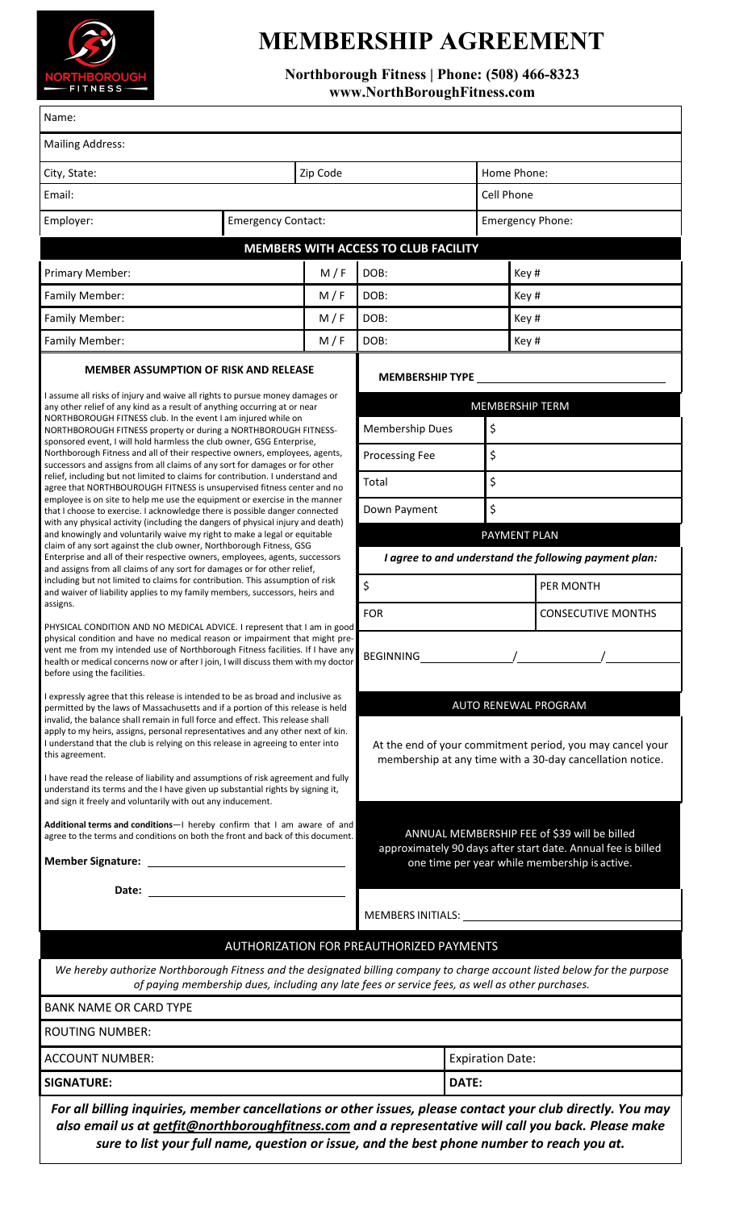# MEMBERSHIP AGREEMENT

**Northborough Fitness | Phone: (508) 466-8323**
**www.NorthBoroughFitness.com**

| | | | | | |
|---|---|---|---|---|---|
| Name: | | | | | |
| Mailing Address: | | | | | |
| City, State: | | Zip Code | | Home Phone: | |
| Email: | | | | Cell Phone | |
| Employer: | Emergency Contact: | | | Emergency Phone: | |

## MEMBERS WITH ACCESS TO CLUB FACILITY

| | | | |
|---|---|---|---|
| Primary Member: | M / F | DOB: | Key # |
| Family Member: | M / F | DOB: | Key # |
| Family Member: | M / F | DOB: | Key # |
| Family Member: | M / F | DOB: | Key # |

### MEMBER ASSUMPTION OF RISK AND RELEASE

I assume all risks of injury and waive all rights to pursue money damages or any other relief of any kind as a result of anything occurring at or near NORTHBOROUGH FITNESS club. In the event I am injured while on NORTHBOROUGH FITNESS property or during a NORTHBOROUGH FITNESS-sponsored event, I will hold harmless the club owner, GSG Enterprise, Northborough Fitness and all of their respective owners, employees, agents, successors and assigns from all claims of any sort for damages or for other relief, including but not limited to claims for contribution. I understand and agree that NORTHBOROUGH FITNESS is unsupervised fitness center and no employee is on site to help me use the equipment or exercise in the manner that I choose to exercise. I acknowledge there is possible danger connected with any physical activity (including the dangers of physical injury and death) and knowingly and voluntarily waive my right to make a legal or equitable claim of any sort against the club owner, Northborough Fitness, GSG Enterprise and all of their respective owners, employees, agents, successors and assigns from all claims of any sort for damages or for other relief, including but not limited to claims for contribution. This assumption of risk and waiver of liability applies to my family members, successors, heirs and assigns.

PHYSICAL CONDITION AND NO MEDICAL ADVICE. I represent that I am in good physical condition and have no medical reason or impairment that might prevent me from my intended use of Northborough Fitness facilities. If I have any health or medical concerns now or after I join, I will discuss them with my doctor before using the facilities.

I expressly agree that this release is intended to be as broad and inclusive as permitted by the laws of Massachusetts and if a portion of this release is held invalid, the balance shall remain in full force and effect. This release shall apply to my heirs, assigns, personal representatives and any other next of kin. I understand that the club is relying on this release in agreeing to enter into this agreement.

I have read the release of liability and assumptions of risk agreement and fully understand its terms and the I have given up substantial rights by signing it, and sign it freely and voluntarily with out any inducement.

**Additional terms and conditions**—I hereby confirm that I am aware of and agree to the terms and conditions on both the front and back of this document.

**Member Signature:** ______________________________

**Date:** ______________________________

**MEMBERSHIP TYPE** ______________________________

#### MEMBERSHIP TERM

| | |
|---|---|
| Membership Dues | $ |
| Processing Fee | $ |
| Total | $ |
| Down Payment | $ |

#### PAYMENT PLAN

*I agree to and understand the following payment plan:*

| | |
|---|---|
| $ | PER MONTH |
| FOR | CONSECUTIVE MONTHS |

BEGINNING ____________ / ____________ / ____________

#### AUTO RENEWAL PROGRAM

At the end of your commitment period, you may cancel your membership at any time with a 30-day cancellation notice.

ANNUAL MEMBERSHIP FEE of $39 will be billed approximately 90 days after start date. Annual fee is billed one time per year while membership is active.

MEMBERS INITIALS: ______________________________

## AUTHORIZATION FOR PREAUTHORIZED PAYMENTS

*We hereby authorize Northborough Fitness and the designated billing company to charge account listed below for the purpose of paying membership dues, including any late fees or service fees, as well as other purchases.*

| | |
|---|---|
| BANK NAME OR CARD TYPE | |
| ROUTING NUMBER: | |
| ACCOUNT NUMBER: | Expiration Date: |
| **SIGNATURE:** | **DATE:** |

***For all billing inquiries, member cancellations or other issues, please contact your club directly. You may also email us at getfit@northboroughfitness.com and a representative will call you back. Please make sure to list your full name, question or issue, and the best phone number to reach you at.***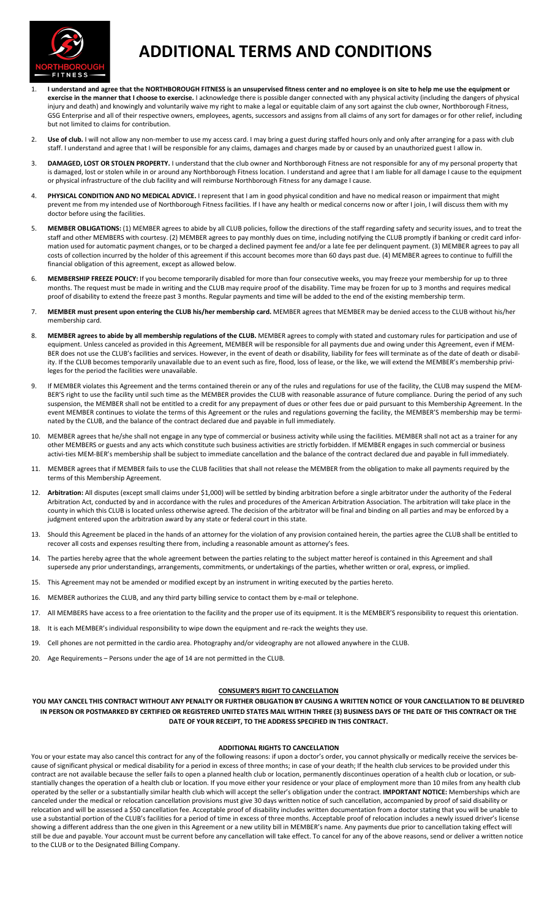# ADDITIONAL TERMS AND CONDITIONS

1. **I understand and agree that the NORTHBOROUGH FITNESS is an unsupervised fitness center and no employee is on site to help me use the equipment or exercise in the manner that I choose to exercise.** I acknowledge there is possible danger connected with any physical activity (including the dangers of physical injury and death) and knowingly and voluntarily waive my right to make a legal or equitable claim of any sort against the club owner, Northborough Fitness, GSG Enterprise and all of their respective owners, employees, agents, successors and assigns from all claims of any sort for damages or for other relief, including but not limited to claims for contribution.

2. **Use of club.** I will not allow any non-member to use my access card. I may bring a guest during staffed hours only and only after arranging for a pass with club staff. I understand and agree that I will be responsible for any claims, damages and charges made by or caused by an unauthorized guest I allow in.

3. **DAMAGED, LOST OR STOLEN PROPERTY.** I understand that the club owner and Northborough Fitness are not responsible for any of my personal property that is damaged, lost or stolen while in or around any Northborough Fitness location. I understand and agree that I am liable for all damage I cause to the equipment or physical infrastructure of the club facility and will reimburse Northborough Fitness for any damage I cause.

4. **PHYSICAL CONDITION AND NO MEDICAL ADVICE.** I represent that I am in good physical condition and have no medical reason or impairment that might prevent me from my intended use of Northborough Fitness facilities. If I have any health or medical concerns now or after I join, I will discuss them with my doctor before using the facilities.

5. **MEMBER OBLIGATIONS:** (1) MEMBER agrees to abide by all CLUB policies, follow the directions of the staff regarding safety and security issues, and to treat the staff and other MEMBERS with courtesy. (2) MEMBER agrees to pay monthly dues on time, including notifying the CLUB promptly if banking or credit card information used for automatic payment changes, or to be charged a declined payment fee and/or a late fee per delinquent payment. (3) MEMBER agrees to pay all costs of collection incurred by the holder of this agreement if this account becomes more than 60 days past due. (4) MEMBER agrees to continue to fulfill the financial obligation of this agreement, except as allowed below.

6. **MEMBERSHIP FREEZE POLICY:** If you become temporarily disabled for more than four consecutive weeks, you may freeze your membership for up to three months. The request must be made in writing and the CLUB may require proof of the disability. Time may be frozen for up to 3 months and requires medical proof of disability to extend the freeze past 3 months. Regular payments and time will be added to the end of the existing membership term.

7. **MEMBER must present upon entering the CLUB his/her membership card.** MEMBER agrees that MEMBER may be denied access to the CLUB without his/her membership card.

8. **MEMBER agrees to abide by all membership regulations of the CLUB.** MEMBER agrees to comply with stated and customary rules for participation and use of equipment. Unless canceled as provided in this Agreement, MEMBER will be responsible for all payments due and owing under this Agreement, even if MEMBER does not use the CLUB's facilities and services. However, in the event of death or disability, liability for fees will terminate as of the date of death or disability. If the CLUB becomes temporarily unavailable due to an event such as fire, flood, loss of lease, or the like, we will extend the MEMBER's membership privileges for the period the facilities were unavailable.

9. If MEMBER violates this Agreement and the terms contained therein or any of the rules and regulations for use of the facility, the CLUB may suspend the MEMBER'S right to use the facility until such time as the MEMBER provides the CLUB with reasonable assurance of future compliance. During the period of any such suspension, the MEMBER shall not be entitled to a credit for any prepayment of dues or other fees due or paid pursuant to this Membership Agreement. In the event MEMBER continues to violate the terms of this Agreement or the rules and regulations governing the facility, the MEMBER'S membership may be terminated by the CLUB, and the balance of the contract declared due and payable in full immediately.

10. MEMBER agrees that he/she shall not engage in any type of commercial or business activity while using the facilities. MEMBER shall not act as a trainer for any other MEMBERS or guests and any acts which constitute such business activities are strictly forbidden. If MEMBER engages in such commercial or business activi-ties MEM-BER's membership shall be subject to immediate cancellation and the balance of the contract declared due and payable in full immediately.

11. MEMBER agrees that if MEMBER fails to use the CLUB facilities that shall not release the MEMBER from the obligation to make all payments required by the terms of this Membership Agreement.

12. **Arbitration:** All disputes (except small claims under $1,000) will be settled by binding arbitration before a single arbitrator under the authority of the Federal Arbitration Act, conducted by and in accordance with the rules and procedures of the American Arbitration Association. The arbitration will take place in the county in which this CLUB is located unless otherwise agreed. The decision of the arbitrator will be final and binding on all parties and may be enforced by a judgment entered upon the arbitration award by any state or federal court in this state.

13. Should this Agreement be placed in the hands of an attorney for the violation of any provision contained herein, the parties agree the CLUB shall be entitled to recover all costs and expenses resulting there from, including a reasonable amount as attorney's fees.

14. The parties hereby agree that the whole agreement between the parties relating to the subject matter hereof is contained in this Agreement and shall supersede any prior understandings, arrangements, commitments, or undertakings of the parties, whether written or oral, express, or implied.

15. This Agreement may not be amended or modified except by an instrument in writing executed by the parties hereto.

16. MEMBER authorizes the CLUB, and any third party billing service to contact them by e-mail or telephone.

17. All MEMBERS have access to a free orientation to the facility and the proper use of its equipment. It is the MEMBER'S responsibility to request this orientation.

18. It is each MEMBER's individual responsibility to wipe down the equipment and re-rack the weights they use.

19. Cell phones are not permitted in the cardio area. Photography and/or videography are not allowed anywhere in the CLUB.

20. Age Requirements – Persons under the age of 14 are not permitted in the CLUB.

## CONSUMER'S RIGHT TO CANCELLATION

**YOU MAY CANCEL THIS CONTRACT WITHOUT ANY PENALTY OR FURTHER OBLIGATION BY CAUSING A WRITTEN NOTICE OF YOUR CANCELLATION TO BE DELIVERED IN PERSON OR POSTMARKED BY CERTIFIED OR REGISTERED UNITED STATES MAIL WITHIN THREE (3) BUSINESS DAYS OF THE DATE OF THIS CONTRACT OR THE DATE OF YOUR RECEIPT, TO THE ADDRESS SPECIFIED IN THIS CONTRACT.**

## ADDITIONAL RIGHTS TO CANCELLATION

You or your estate may also cancel this contract for any of the following reasons: if upon a doctor's order, you cannot physically or medically receive the services because of significant physical or medical disability for a period in excess of three months; in case of your death; If the health club services to be provided under this contract are not available because the seller fails to open a planned health club or location, permanently discontinues operation of a health club or location, or substantially changes the operation of a health club or location. If you move either your residence or your place of employment more than 10 miles from any health club operated by the seller or a substantially similar health club which will accept the seller's obligation under the contract. **IMPORTANT NOTICE:** Memberships which are canceled under the medical or relocation cancellation provisions must give 30 days written notice of such cancellation, accompanied by proof of said disability or relocation and will be assessed a $50 cancellation fee. Acceptable proof of disability includes written documentation from a doctor stating that you will be unable to use a substantial portion of the CLUB's facilities for a period of time in excess of three months. Acceptable proof of relocation includes a newly issued driver's license showing a different address than the one given in this Agreement or a new utility bill in MEMBER's name. Any payments due prior to cancellation taking effect will still be due and payable. Your account must be current before any cancellation will take effect. To cancel for any of the above reasons, send or deliver a written notice to the CLUB or to the Designated Billing Company.